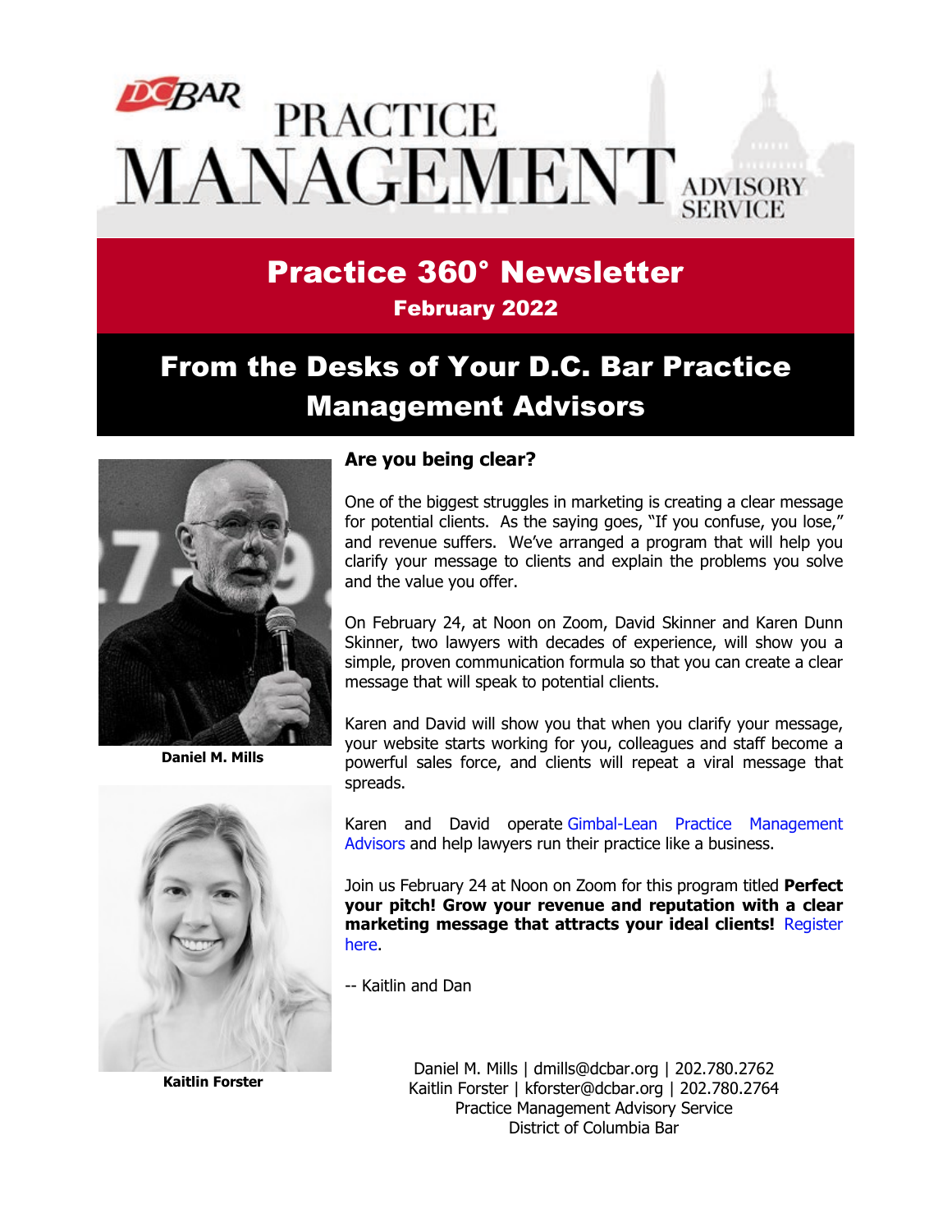DC BAR PRACTICE MANAGEMENT ADVISORY SERVICE

# Practice 360° Newsletter

**February 2022**

## From the Desks of Your D.C. Bar Practice Management Advisors

### Are you being clear?

One of the biggest struggles in marketing is creating a clear message for potential clients. As the saying goes, "If you confuse, you lose," and revenue suffers. We've arranged a program that will help you clarify your message to clients and explain the problems you solve and the value you offer.

On February 24, at Noon on Zoom, David Skinner and Karen Dunn Skinner, two lawyers with decades of experience, will show you a simple, proven communication formula so that you can create a clear message that will speak to potential clients.

Karen and David will show you that when you clarify your message, your website starts working for you, colleagues and staff become a powerful sales force, and clients will repeat a viral message that spreads.

Karen and David operate Gimbal-Lean Practice Management Advisors and help lawyers run their practice like a business.

Join us February 24 at Noon on Zoom for this program titled **Perfect your pitch! Grow your revenue and reputation with a clear marketing message that attracts your ideal clients!** Register here.

-- Kaitlin and Dan

**Daniel M. Mills**

**Kaitlin Forster**

Daniel M. Mills | dmills@dcbar.org | 202.780.2762
Kaitlin Forster | kforster@dcbar.org | 202.780.2764
Practice Management Advisory Service
District of Columbia Bar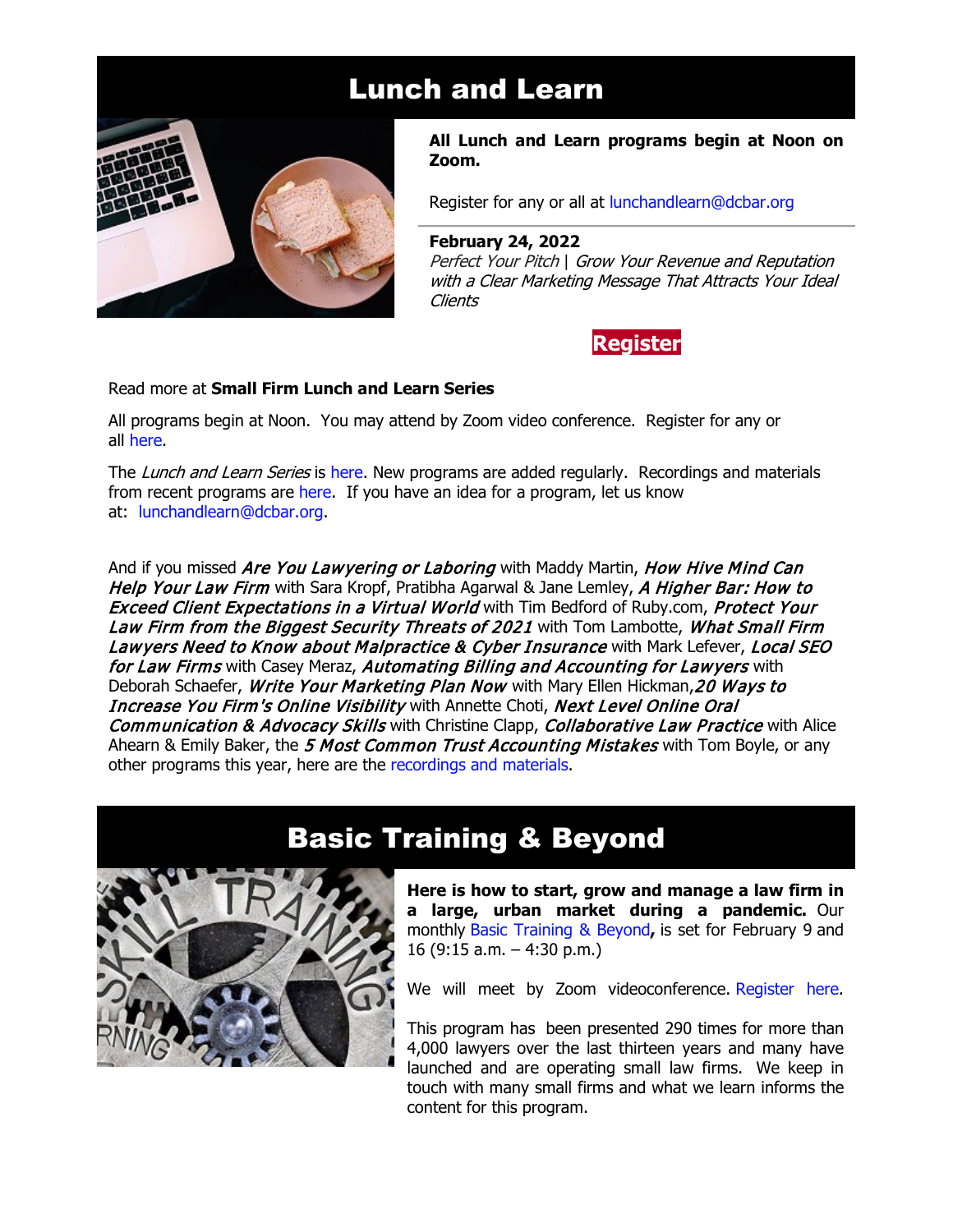## Lunch and Learn

**All Lunch and Learn programs begin at Noon on Zoom.**

Register for any or all at lunchandlearn@dcbar.org

**February 24, 2022**
*Perfect Your Pitch | Grow Your Revenue and Reputation with a Clear Marketing Message That Attracts Your Ideal Clients*

**Register**

Read more at **Small Firm Lunch and Learn Series**

All programs begin at Noon. You may attend by Zoom video conference. Register for any or all here.

The *Lunch and Learn Series* is here. New programs are added regularly. Recordings and materials from recent programs are here. If you have an idea for a program, let us know at: lunchandlearn@dcbar.org.

And if you missed ***Are You Lawyering or Laboring*** with Maddy Martin, ***How Hive Mind Can Help Your Law Firm*** with Sara Kropf, Pratibha Agarwal & Jane Lemley, ***A Higher Bar: How to Exceed Client Expectations in a Virtual World*** with Tim Bedford of Ruby.com, ***Protect Your Law Firm from the Biggest Security Threats of 2021*** with Tom Lambotte, ***What Small Firm Lawyers Need to Know about Malpractice & Cyber Insurance*** with Mark Lefever, ***Local SEO for Law Firms*** with Casey Meraz, ***Automating Billing and Accounting for Lawyers*** with Deborah Schaefer, ***Write Your Marketing Plan Now*** with Mary Ellen Hickman,***20 Ways to Increase You Firm's Online Visibility*** with Annette Choti, ***Next Level Online Oral Communication & Advocacy Skills*** with Christine Clapp, ***Collaborative Law Practice*** with Alice Ahearn & Emily Baker, the ***5 Most Common Trust Accounting Mistakes*** with Tom Boyle, or any other programs this year, here are the recordings and materials.

## Basic Training & Beyond

**Here is how to start, grow and manage a law firm in a large, urban market during a pandemic.** Our monthly Basic Training & Beyond**,** is set for February 9 and 16 (9:15 a.m. – 4:30 p.m.)

We will meet by Zoom videoconference. Register here.

This program has been presented 290 times for more than 4,000 lawyers over the last thirteen years and many have launched and are operating small law firms. We keep in touch with many small firms and what we learn informs the content for this program.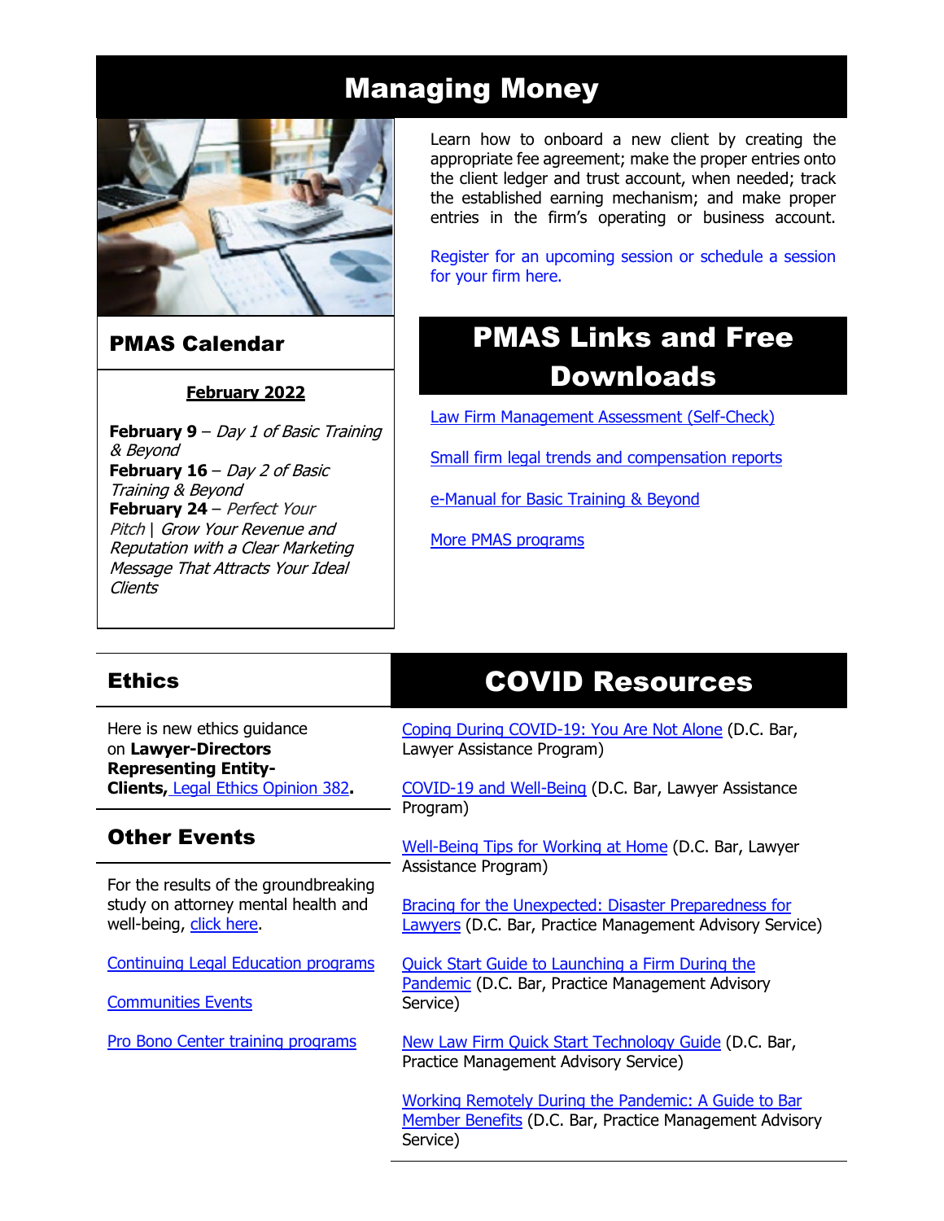# Managing Money

Learn how to onboard a new client by creating the appropriate fee agreement; make the proper entries onto the client ledger and trust account, when needed; track the established earning mechanism; and make proper entries in the firm's operating or business account.

Register for an upcoming session or schedule a session for your firm here.

## PMAS Calendar

**February 2022**

**February 9** – *Day 1 of Basic Training & Beyond*
**February 16** – *Day 2 of Basic Training & Beyond*
**February 24** – *Perfect Your Pitch | Grow Your Revenue and Reputation with a Clear Marketing Message That Attracts Your Ideal Clients*

## PMAS Links and Free Downloads

Law Firm Management Assessment (Self-Check)

Small firm legal trends and compensation reports

e-Manual for Basic Training & Beyond

More PMAS programs

## Ethics

Here is new ethics guidance on **Lawyer-Directors Representing Entity-Clients,** Legal Ethics Opinion 382**.**

## Other Events

For the results of the groundbreaking study on attorney mental health and well-being, click here.

Continuing Legal Education programs

Communities Events

Pro Bono Center training programs

## COVID Resources

Coping During COVID-19: You Are Not Alone (D.C. Bar, Lawyer Assistance Program)

COVID-19 and Well-Being (D.C. Bar, Lawyer Assistance Program)

Well-Being Tips for Working at Home (D.C. Bar, Lawyer Assistance Program)

Bracing for the Unexpected: Disaster Preparedness for Lawyers (D.C. Bar, Practice Management Advisory Service)

Quick Start Guide to Launching a Firm During the Pandemic (D.C. Bar, Practice Management Advisory Service)

New Law Firm Quick Start Technology Guide (D.C. Bar, Practice Management Advisory Service)

Working Remotely During the Pandemic: A Guide to Bar Member Benefits (D.C. Bar, Practice Management Advisory Service)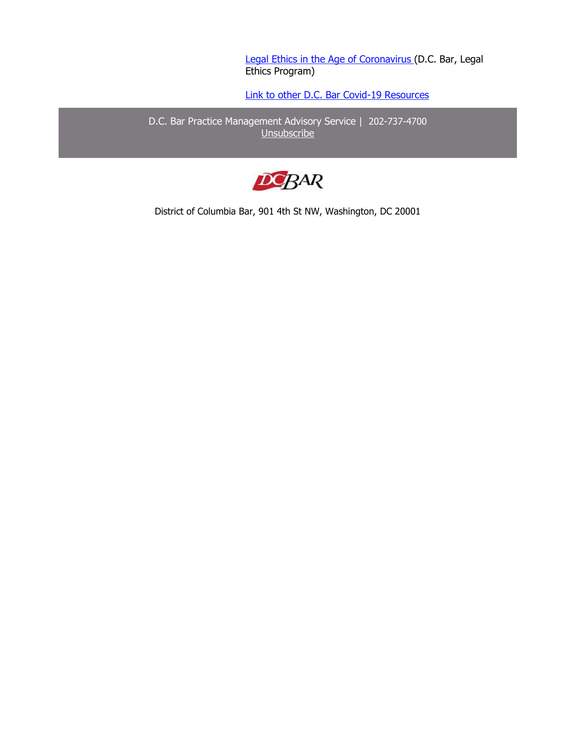Legal Ethics in the Age of Coronavirus (D.C. Bar, Legal Ethics Program)

Link to other D.C. Bar Covid-19 Resources

D.C. Bar Practice Management Advisory Service | 202-737-4700
Unsubscribe

DCBAR

District of Columbia Bar, 901 4th St NW, Washington, DC 20001